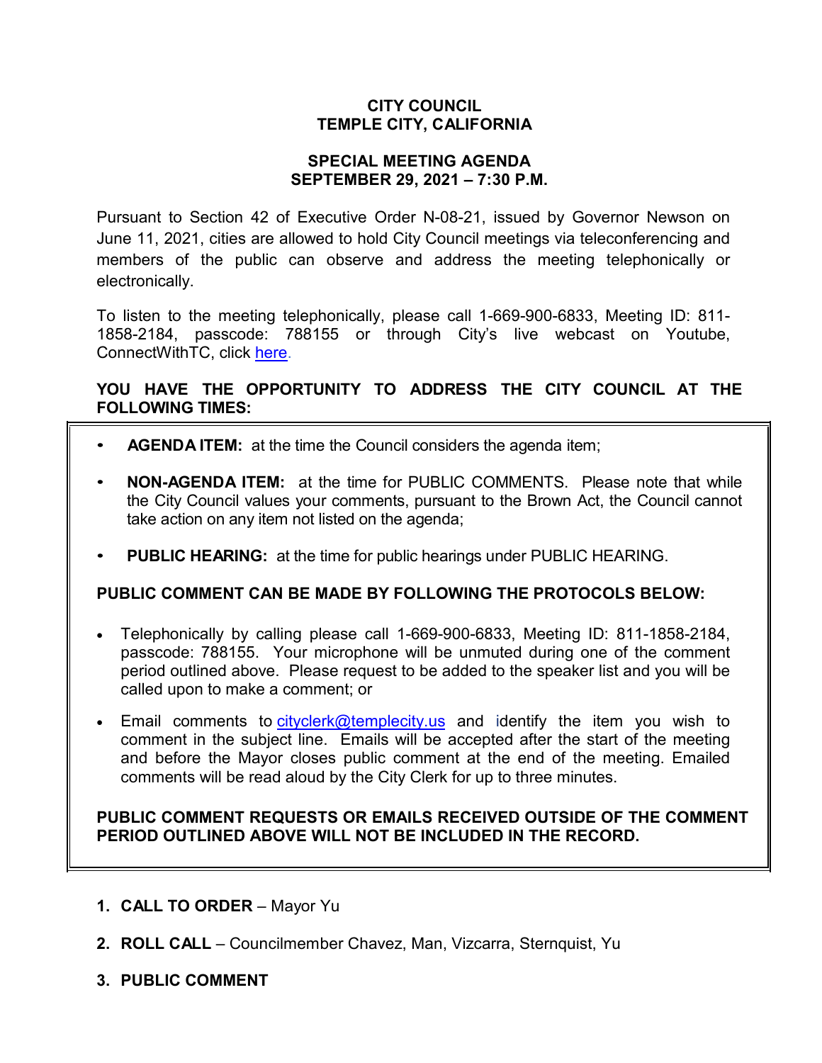# CITY COUNCIL
# TEMPLE CITY, CALIFORNIA

## SPECIAL MEETING AGENDA
## SEPTEMBER 29, 2021 – 7:30 P.M.

Pursuant to Section 42 of Executive Order N-08-21, issued by Governor Newson on June 11, 2021, cities are allowed to hold City Council meetings via teleconferencing and members of the public can observe and address the meeting telephonically or electronically.

To listen to the meeting telephonically, please call 1-669-900-6833, Meeting ID: 811-1858-2184, passcode: 788155 or through City's live webcast on Youtube, ConnectWithTC, click [here](here).

**YOU HAVE THE OPPORTUNITY TO ADDRESS THE CITY COUNCIL AT THE FOLLOWING TIMES:**

- **AGENDA ITEM:** at the time the Council considers the agenda item;
- **NON-AGENDA ITEM:** at the time for PUBLIC COMMENTS. Please note that while the City Council values your comments, pursuant to the Brown Act, the Council cannot take action on any item not listed on the agenda;
- **PUBLIC HEARING:** at the time for public hearings under PUBLIC HEARING.

**PUBLIC COMMENT CAN BE MADE BY FOLLOWING THE PROTOCOLS BELOW:**

- Telephonically by calling please call 1-669-900-6833, Meeting ID: 811-1858-2184, passcode: 788155. Your microphone will be unmuted during one of the comment period outlined above. Please request to be added to the speaker list and you will be called upon to make a comment; or
- Email comments to cityclerk@templecity.us and identify the item you wish to comment in the subject line. Emails will be accepted after the start of the meeting and before the Mayor closes public comment at the end of the meeting. Emailed comments will be read aloud by the City Clerk for up to three minutes.

**PUBLIC COMMENT REQUESTS OR EMAILS RECEIVED OUTSIDE OF THE COMMENT PERIOD OUTLINED ABOVE WILL NOT BE INCLUDED IN THE RECORD.**

1. **CALL TO ORDER** – Mayor Yu
2. **ROLL CALL** – Councilmember Chavez, Man, Vizcarra, Sternquist, Yu
3. **PUBLIC COMMENT**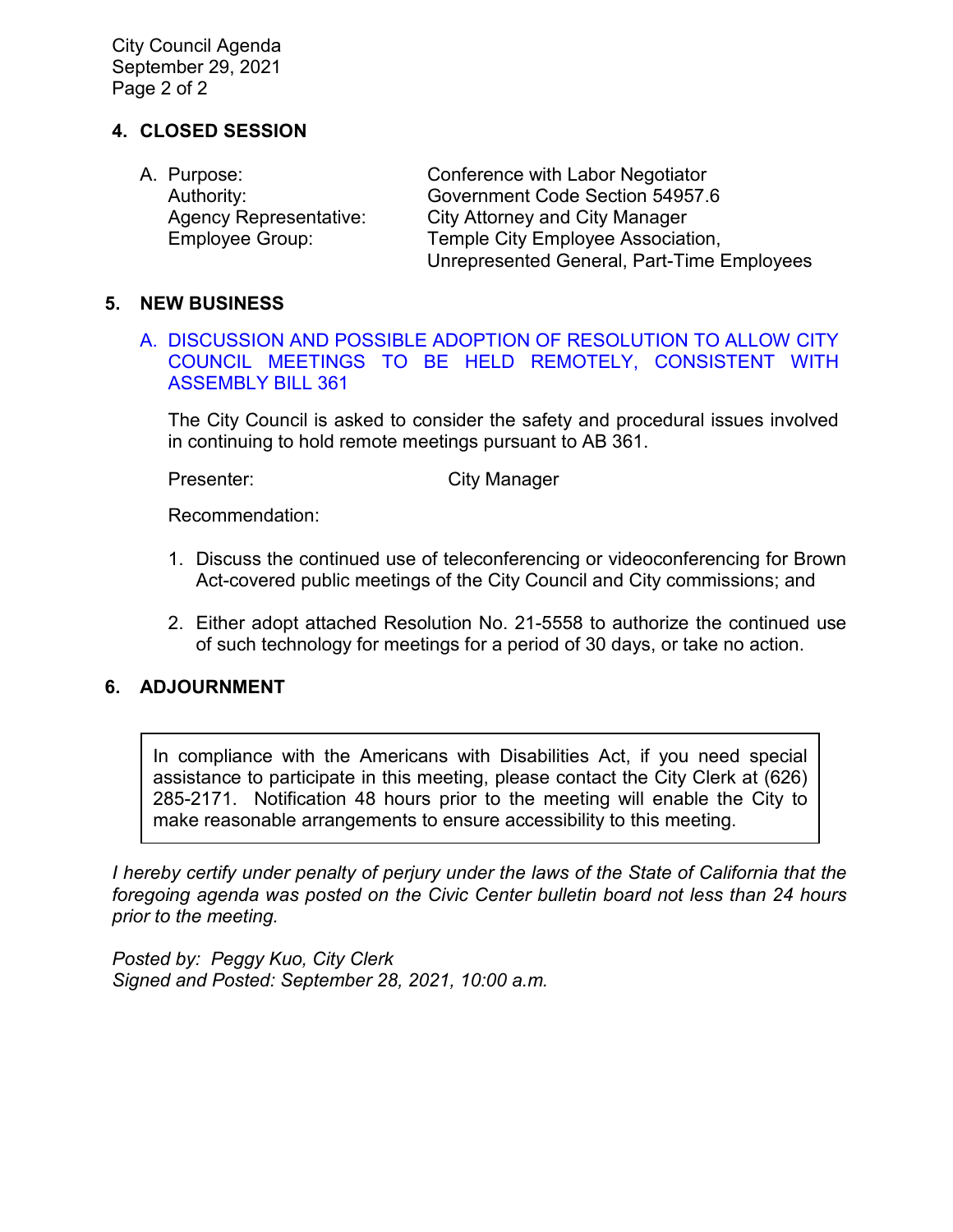## 4. CLOSED SESSION

A. Purpose: Conference with Labor Negotiator
Authority: Government Code Section 54957.6
Agency Representative: City Attorney and City Manager
Employee Group: Temple City Employee Association, Unrepresented General, Part-Time Employees

## 5. NEW BUSINESS

A. DISCUSSION AND POSSIBLE ADOPTION OF RESOLUTION TO ALLOW CITY COUNCIL MEETINGS TO BE HELD REMOTELY, CONSISTENT WITH ASSEMBLY BILL 361

The City Council is asked to consider the safety and procedural issues involved in continuing to hold remote meetings pursuant to AB 361.

Presenter: City Manager

Recommendation:

1. Discuss the continued use of teleconferencing or videoconferencing for Brown Act-covered public meetings of the City Council and City commissions; and
2. Either adopt attached Resolution No. 21-5558 to authorize the continued use of such technology for meetings for a period of 30 days, or take no action.

## 6. ADJOURNMENT

In compliance with the Americans with Disabilities Act, if you need special assistance to participate in this meeting, please contact the City Clerk at (626) 285-2171. Notification 48 hours prior to the meeting will enable the City to make reasonable arrangements to ensure accessibility to this meeting.

*I hereby certify under penalty of perjury under the laws of the State of California that the foregoing agenda was posted on the Civic Center bulletin board not less than 24 hours prior to the meeting.*

*Posted by: Peggy Kuo, City Clerk*
*Signed and Posted: September 28, 2021, 10:00 a.m.*